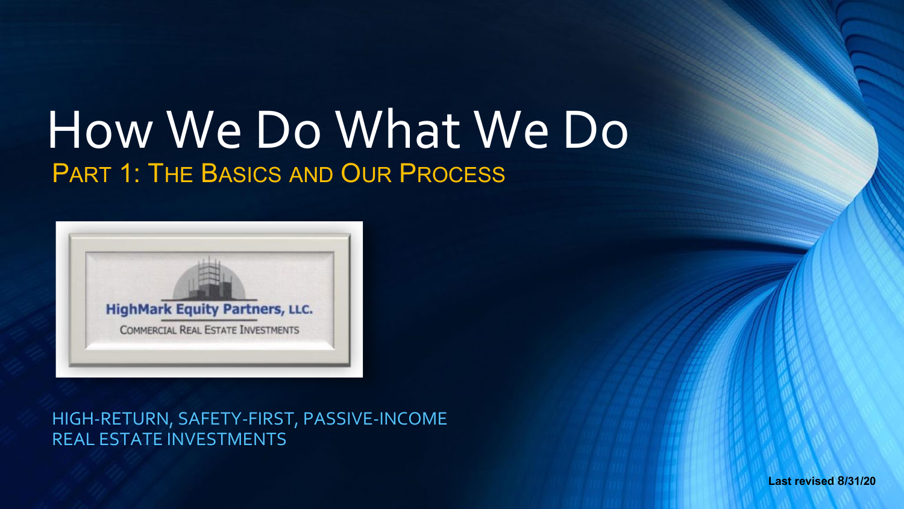# How We Do What We Do

## Part 1: The Basics and Our Process

HighMark Equity Partners, LLC.

Commercial Real Estate Investments

HIGH-RETURN, SAFETY-FIRST, PASSIVE-INCOME REAL ESTATE INVESTMENTS

**Last revised 8/31/20**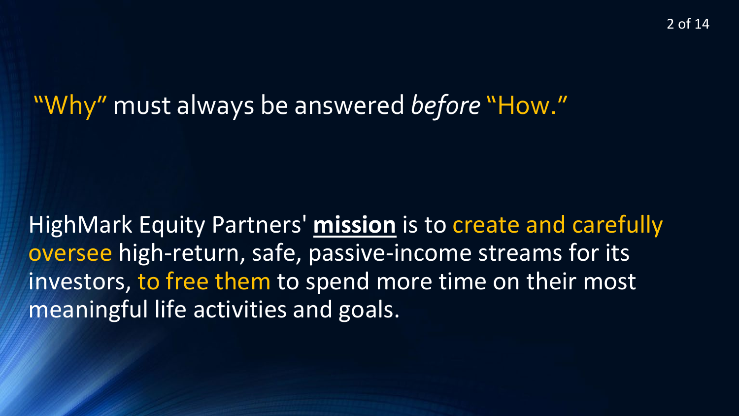"Why" must always be answered *before* "How."

HighMark Equity Partners' **mission** is to create and carefully oversee high-return, safe, passive-income streams for its investors, to free them to spend more time on their most meaningful life activities and goals.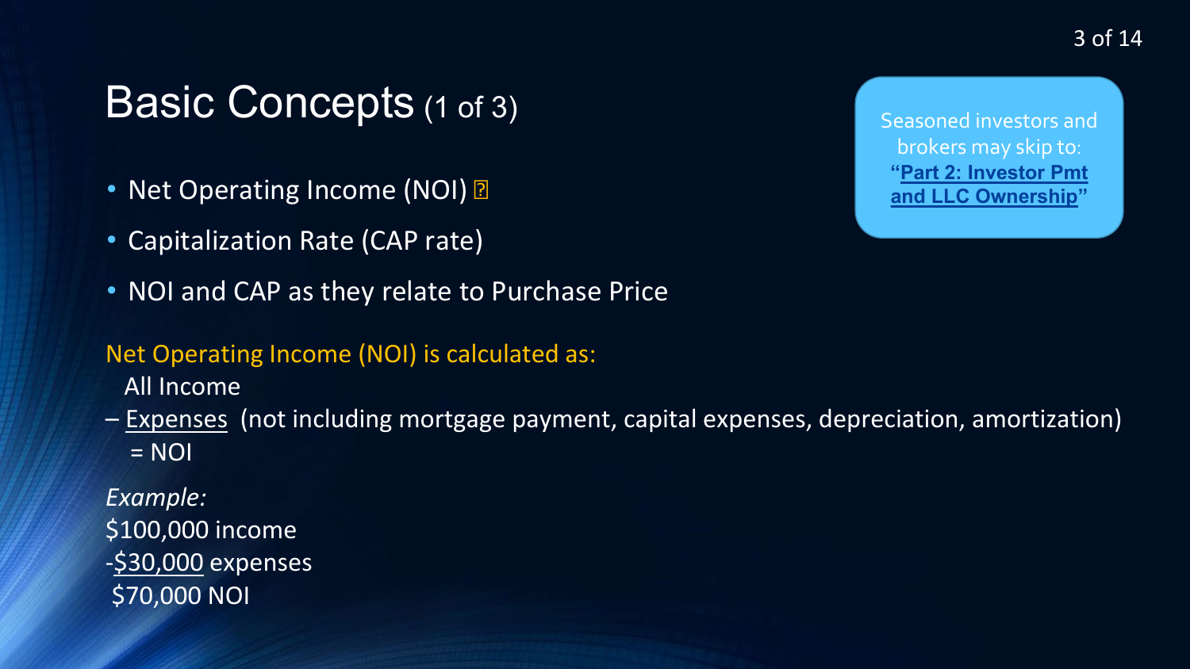# Basic Concepts (1 of 3)

Seasoned investors and brokers may skip to: **"Part 2: Investor Pmt and LLC Ownership"**

- Net Operating Income (NOI) ?
- Capitalization Rate (CAP rate)
- NOI and CAP as they relate to Purchase Price

Net Operating Income (NOI) is calculated as:

All Income
– Expenses (not including mortgage payment, capital expenses, depreciation, amortization)
= NOI

*Example:*

$100,000 income
-$30,000 expenses
$70,000 NOI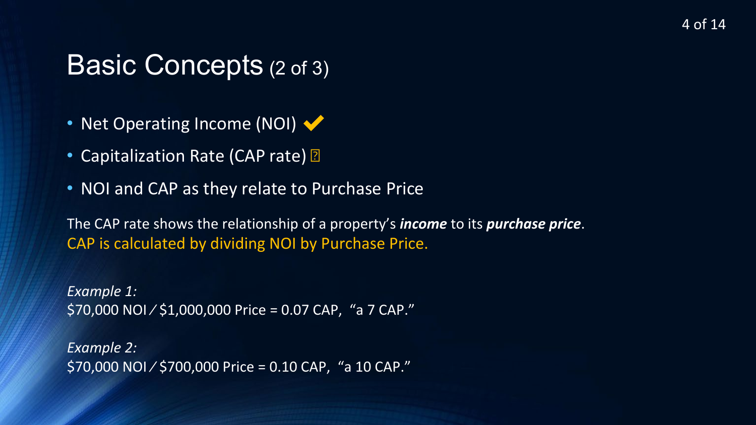# Basic Concepts (2 of 3)

- Net Operating Income (NOI) ✔
- Capitalization Rate (CAP rate) ?
- NOI and CAP as they relate to Purchase Price

The CAP rate shows the relationship of a property's ***income*** to its ***purchase price***.
CAP is calculated by dividing NOI by Purchase Price.

*Example 1:*
$70,000 NOI ⁄ $1,000,000 Price = 0.07 CAP, "a 7 CAP."

*Example 2:*
$70,000 NOI ⁄ $700,000 Price = 0.10 CAP, "a 10 CAP."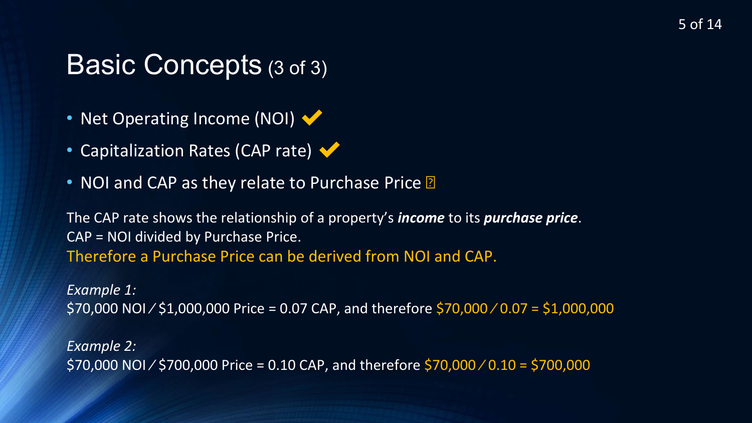# Basic Concepts (3 of 3)

- Net Operating Income (NOI) ✔
- Capitalization Rates (CAP rate) ✔
- NOI and CAP as they relate to Purchase Price ?

The CAP rate shows the relationship of a property's ***income*** to its ***purchase price***.
CAP = NOI divided by Purchase Price.
Therefore a Purchase Price can be derived from NOI and CAP.

*Example 1:*
$70,000 NOI / $1,000,000 Price = 0.07 CAP, and therefore $70,000 / 0.07 = $1,000,000

*Example 2:*
$70,000 NOI / $700,000 Price = 0.10 CAP, and therefore $70,000 / 0.10 = $700,000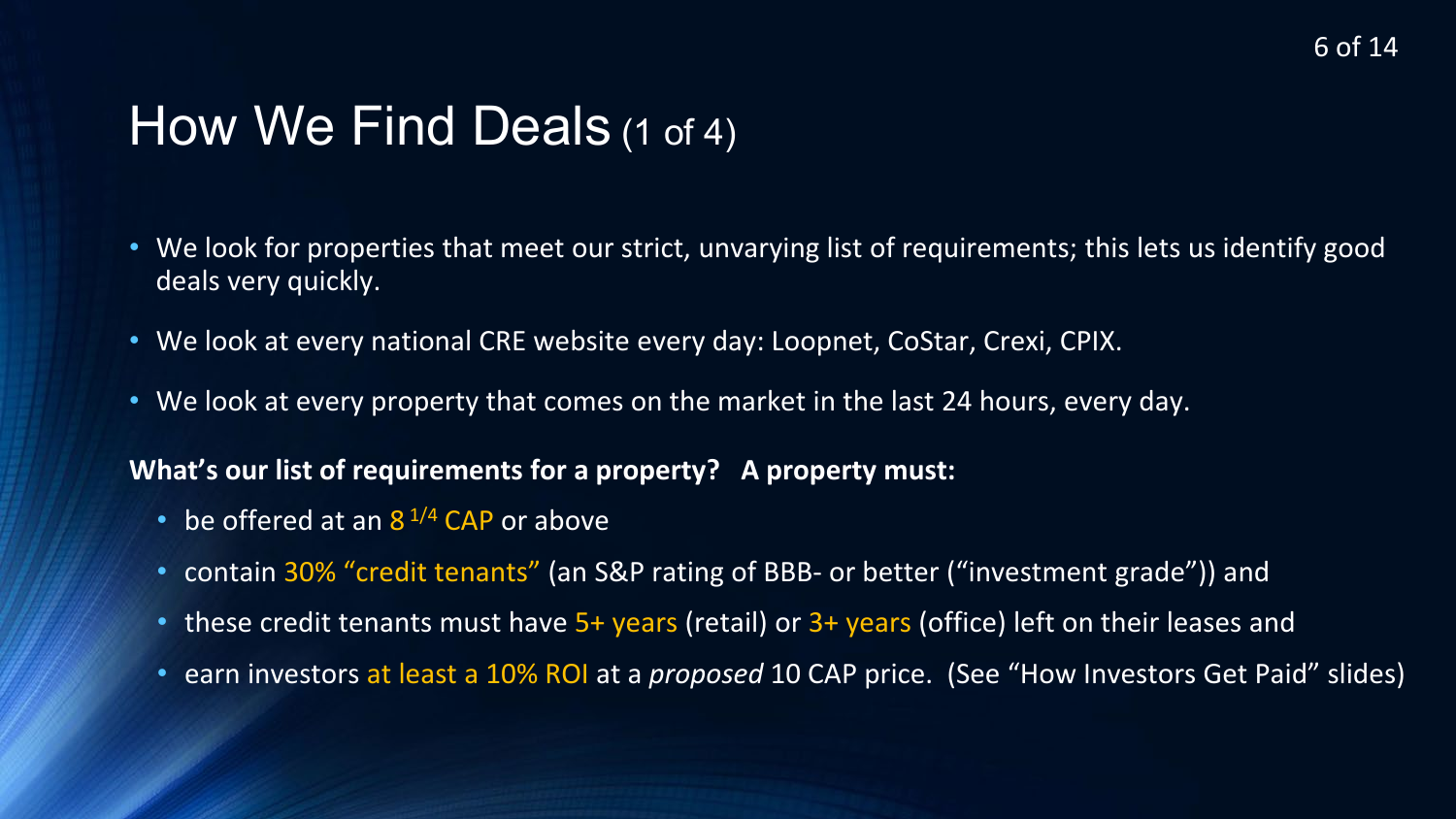# How We Find Deals (1 of 4)

- We look for properties that meet our strict, unvarying list of requirements; this lets us identify good deals very quickly.
- We look at every national CRE website every day: Loopnet, CoStar, Crexi, CPIX.
- We look at every property that comes on the market in the last 24 hours, every day.

**What's our list of requirements for a property? A property must:**

- be offered at an $8\ ^{1/4}$ CAP or above
- contain 30% "credit tenants" (an S&P rating of BBB- or better ("investment grade")) and
- these credit tenants must have 5+ years (retail) or 3+ years (office) left on their leases and
- earn investors at least a 10% ROI at a *proposed* 10 CAP price. (See "How Investors Get Paid" slides)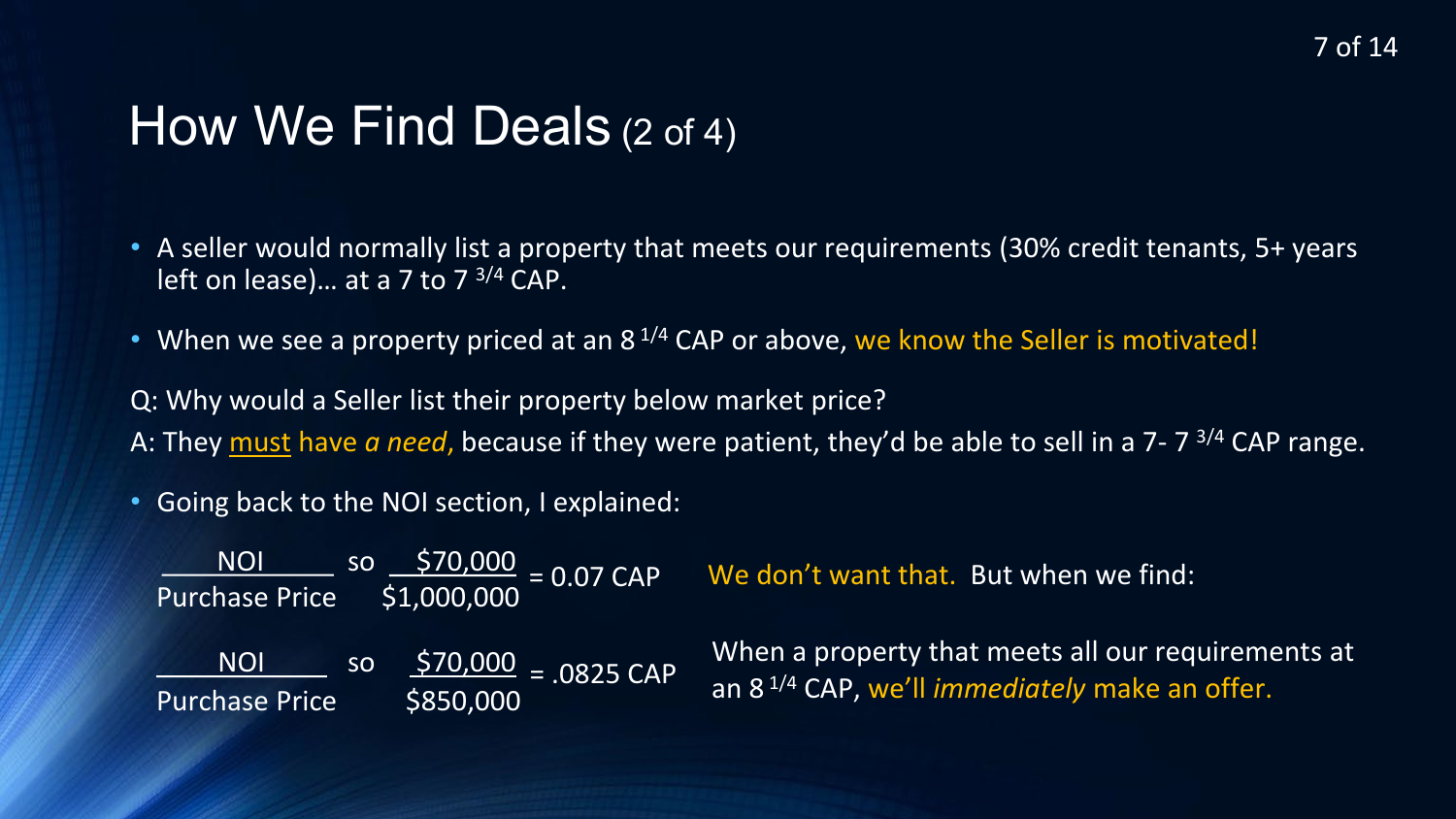# How We Find Deals (2 of 4)

- A seller would normally list a property that meets our requirements (30% credit tenants, 5+ years left on lease)… at a 7 to 7 $^{3/4}$ CAP.
- When we see a property priced at an 8 $^{1/4}$ CAP or above, we know the Seller is motivated!

Q: Why would a Seller list their property below market price?

A: They <u>must</u> have *a need*, because if they were patient, they'd be able to sell in a 7- 7 $^{3/4}$ CAP range.

- Going back to the NOI section, I explained:

$$\frac{\text{NOI}}{\text{Purchase Price}} \text{ so } \frac{\$70{,}000}{\$1{,}000{,}000} = 0.07 \text{ CAP}$$

We don't want that. But when we find:

$$\frac{\text{NOI}}{\text{Purchase Price}} \text{ so } \frac{\$70{,}000}{\$850{,}000} = .0825 \text{ CAP}$$

When a property that meets all our requirements at an 8 $^{1/4}$ CAP, we'll *immediately* make an offer.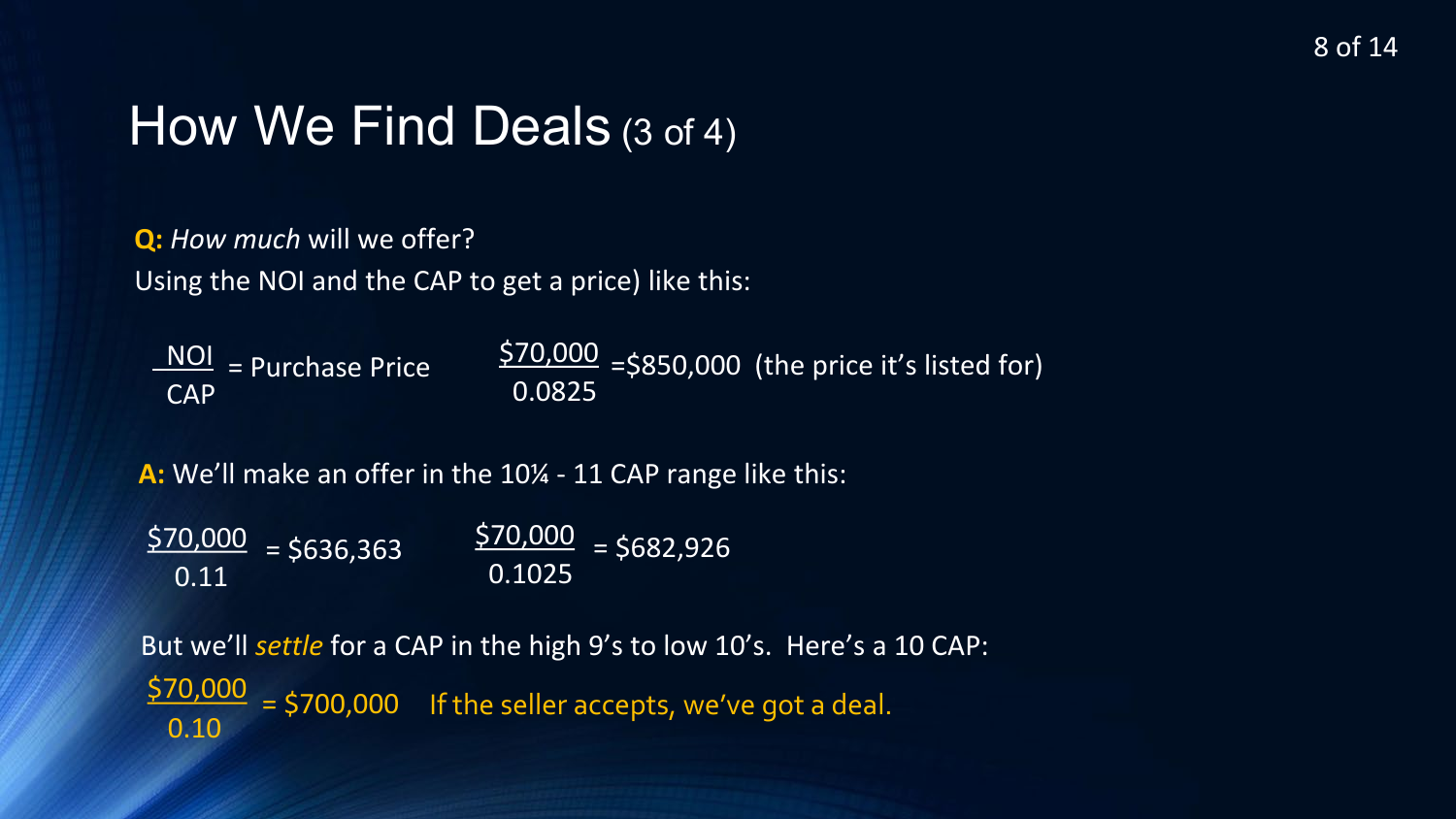# How We Find Deals (3 of 4)

**Q:** *How much* will we offer?

Using the NOI and the CAP to get a price) like this:

$\frac{NOI}{CAP}$ = Purchase Price $\frac{\$70,000}{0.0825}$ =\$850,000 (the price it's listed for)

**A:** We'll make an offer in the 10¼ - 11 CAP range like this:

$\frac{\$70,000}{0.11}$ = \$636,363 $\frac{\$70,000}{0.1025}$ = \$682,926

But we'll *settle* for a CAP in the high 9's to low 10's. Here's a 10 CAP:

$\frac{\$70,000}{0.10}$ = \$700,000 If the seller accepts, we've got a deal.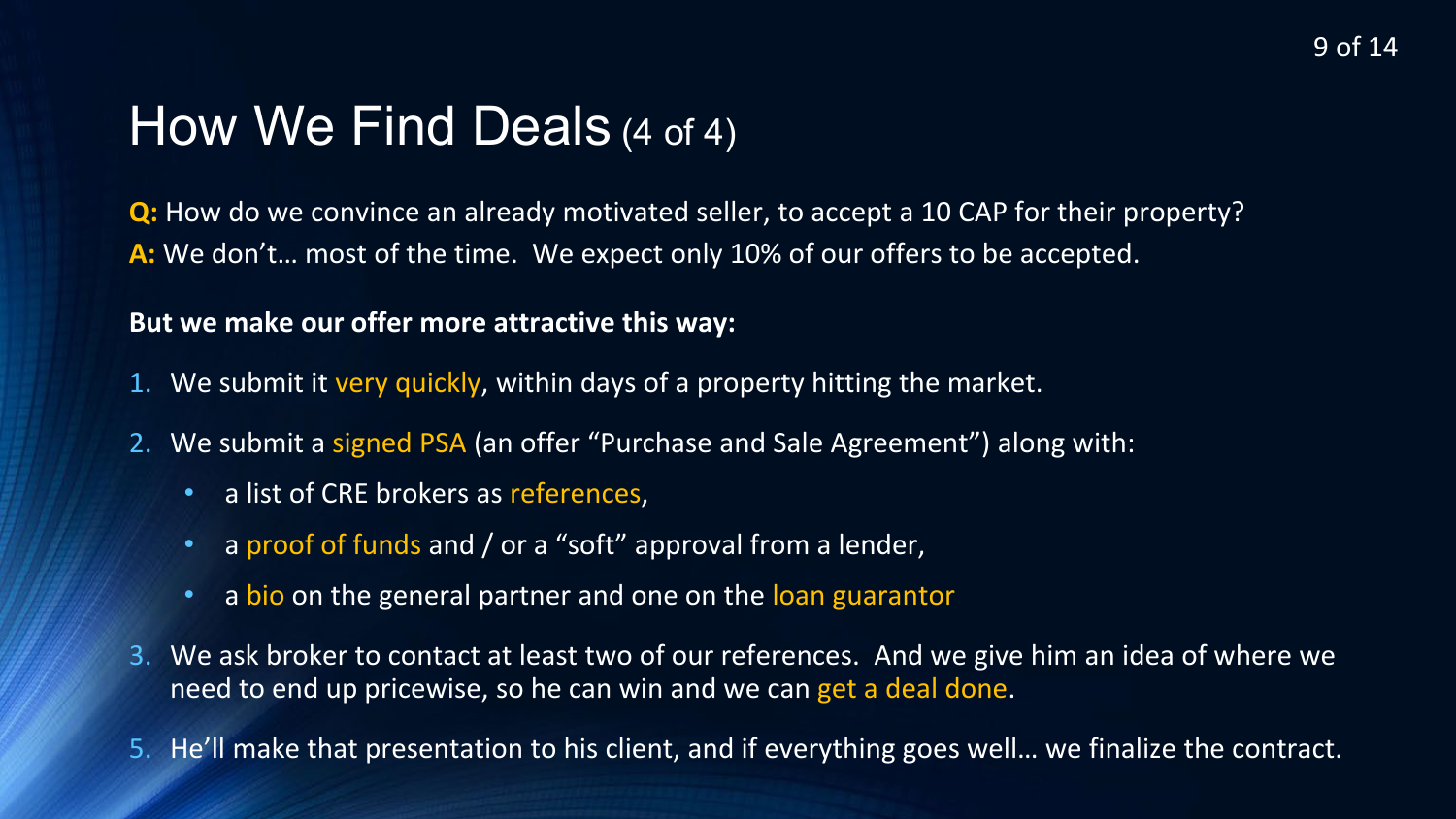# How We Find Deals (4 of 4)

**Q:** How do we convince an already motivated seller, to accept a 10 CAP for their property?
**A:** We don't… most of the time. We expect only 10% of our offers to be accepted.

**But we make our offer more attractive this way:**

1. We submit it very quickly, within days of a property hitting the market.
2. We submit a signed PSA (an offer "Purchase and Sale Agreement") along with:
   - a list of CRE brokers as references,
   - a proof of funds and / or a "soft" approval from a lender,
   - a bio on the general partner and one on the loan guarantor
3. We ask broker to contact at least two of our references. And we give him an idea of where we need to end up pricewise, so he can win and we can get a deal done.

5. He'll make that presentation to his client, and if everything goes well… we finalize the contract.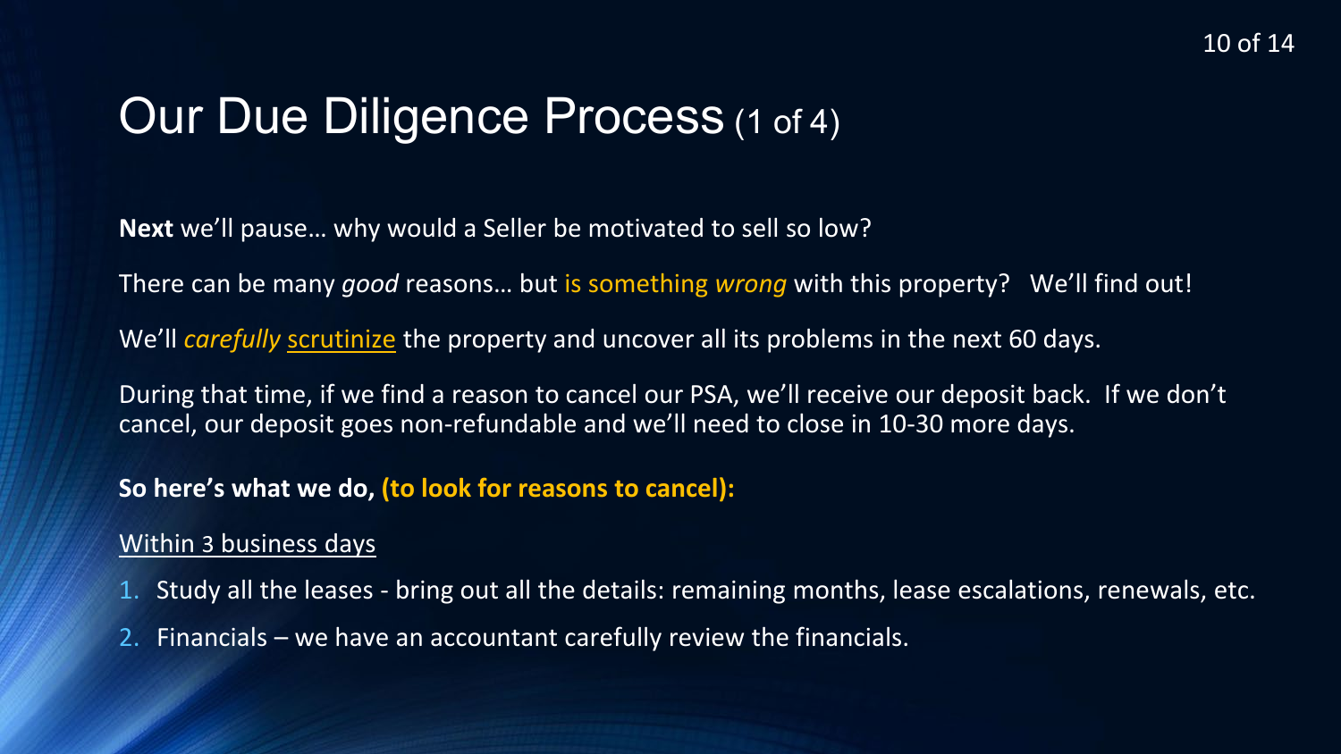# Our Due Diligence Process (1 of 4)

**Next** we'll pause… why would a Seller be motivated to sell so low?

There can be many *good* reasons… but is something *wrong* with this property? We'll find out!

We'll *carefully* <u>scrutinize</u> the property and uncover all its problems in the next 60 days.

During that time, if we find a reason to cancel our PSA, we'll receive our deposit back. If we don't cancel, our deposit goes non-refundable and we'll need to close in 10-30 more days.

**So here's what we do, (to look for reasons to cancel):**

<u>Within 3 business days</u>

1. Study all the leases - bring out all the details: remaining months, lease escalations, renewals, etc.
2. Financials – we have an accountant carefully review the financials.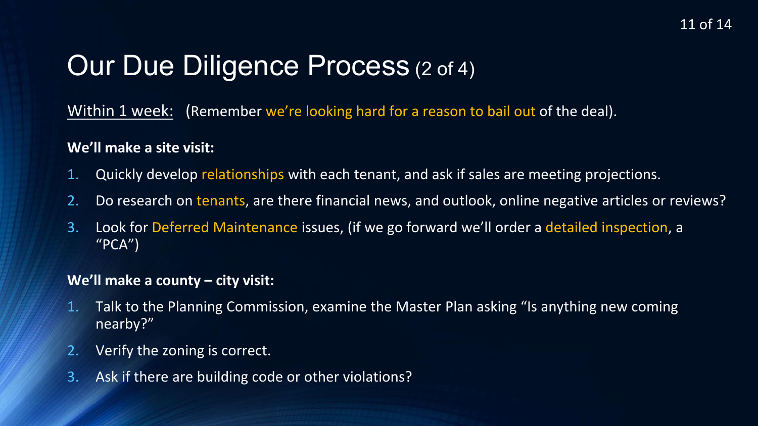# Our Due Diligence Process (2 of 4)

Within 1 week: (Remember we're looking hard for a reason to bail out of the deal).

**We'll make a site visit:**

1. Quickly develop relationships with each tenant, and ask if sales are meeting projections.
2. Do research on tenants, are there financial news, and outlook, online negative articles or reviews?
3. Look for Deferred Maintenance issues, (if we go forward we'll order a detailed inspection, a "PCA")

**We'll make a county – city visit:**

1. Talk to the Planning Commission, examine the Master Plan asking "Is anything new coming nearby?"
2. Verify the zoning is correct.
3. Ask if there are building code or other violations?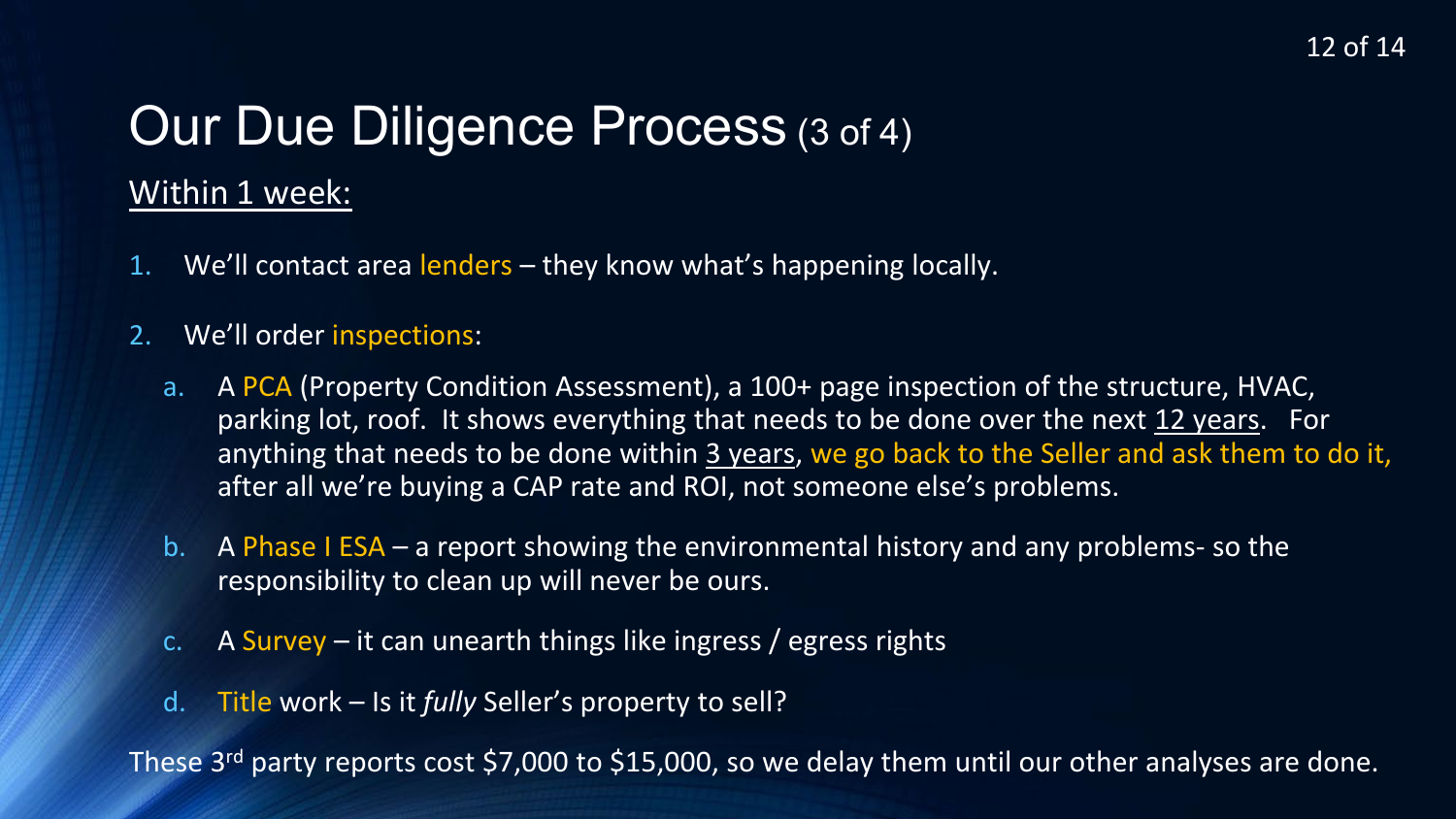# Our Due Diligence Process (3 of 4)

Within 1 week:

1. We'll contact area lenders – they know what's happening locally.
2. We'll order inspections:
   a. A PCA (Property Condition Assessment), a 100+ page inspection of the structure, HVAC, parking lot, roof. It shows everything that needs to be done over the next 12 years. For anything that needs to be done within 3 years, we go back to the Seller and ask them to do it, after all we're buying a CAP rate and ROI, not someone else's problems.
   b. A Phase I ESA – a report showing the environmental history and any problems- so the responsibility to clean up will never be ours.
   c. A Survey – it can unearth things like ingress / egress rights
   d. Title work – Is it *fully* Seller's property to sell?

These 3rd party reports cost $7,000 to $15,000, so we delay them until our other analyses are done.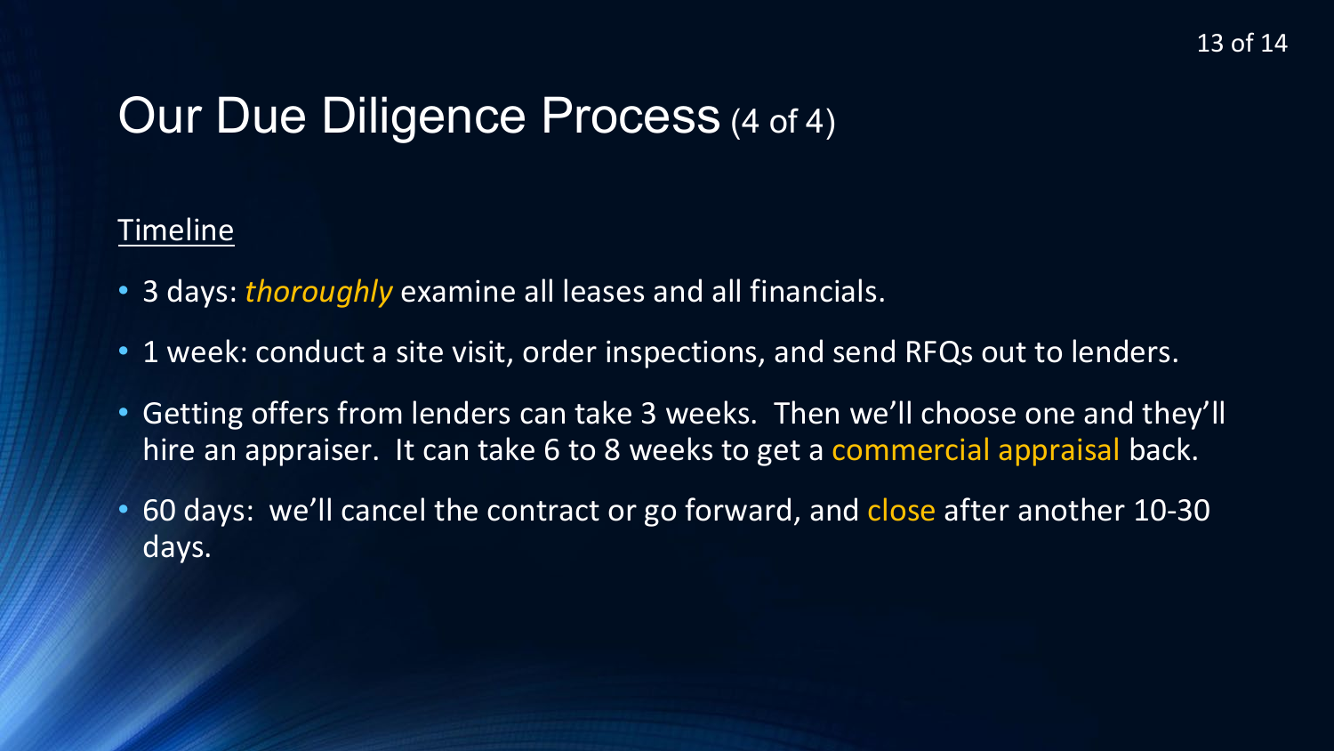# Our Due Diligence Process (4 of 4)

Timeline

- 3 days: *thoroughly* examine all leases and all financials.
- 1 week: conduct a site visit, order inspections, and send RFQs out to lenders.
- Getting offers from lenders can take 3 weeks. Then we'll choose one and they'll hire an appraiser. It can take 6 to 8 weeks to get a commercial appraisal back.
- 60 days: we'll cancel the contract or go forward, and close after another 10-30 days.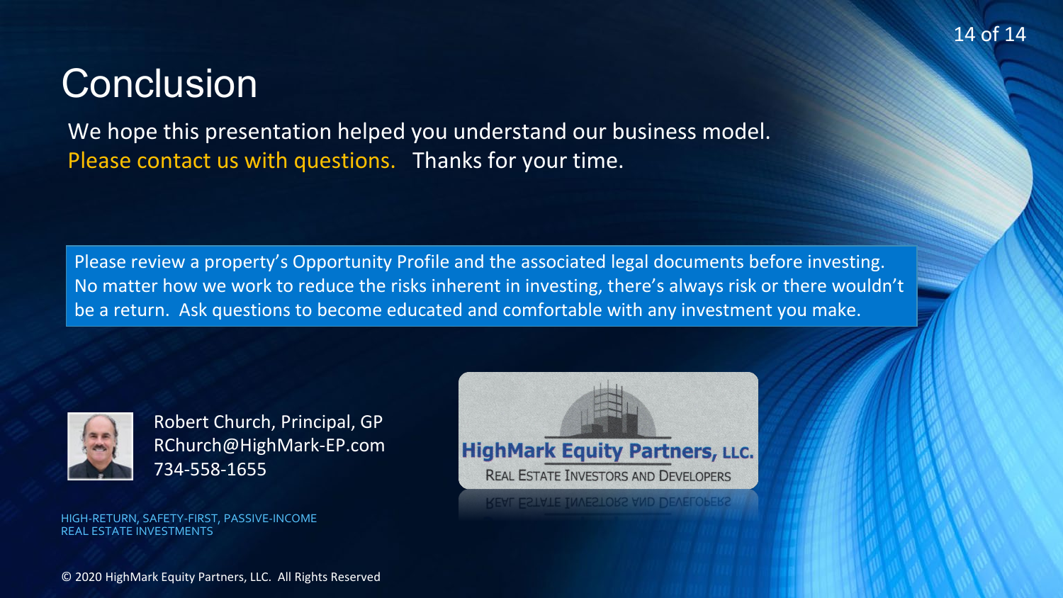# Conclusion

We hope this presentation helped you understand our business model.
Please contact us with questions. Thanks for your time.

Please review a property's Opportunity Profile and the associated legal documents before investing. No matter how we work to reduce the risks inherent in investing, there's always risk or there wouldn't be a return. Ask questions to become educated and comfortable with any investment you make.

Robert Church, Principal, GP
RChurch@HighMark-EP.com
734-558-1655

HighMark Equity Partners, LLC.
REAL ESTATE INVESTORS AND DEVELOPERS

HIGH-RETURN, SAFETY-FIRST, PASSIVE-INCOME
REAL ESTATE INVESTMENTS

© 2020 HighMark Equity Partners, LLC. All Rights Reserved